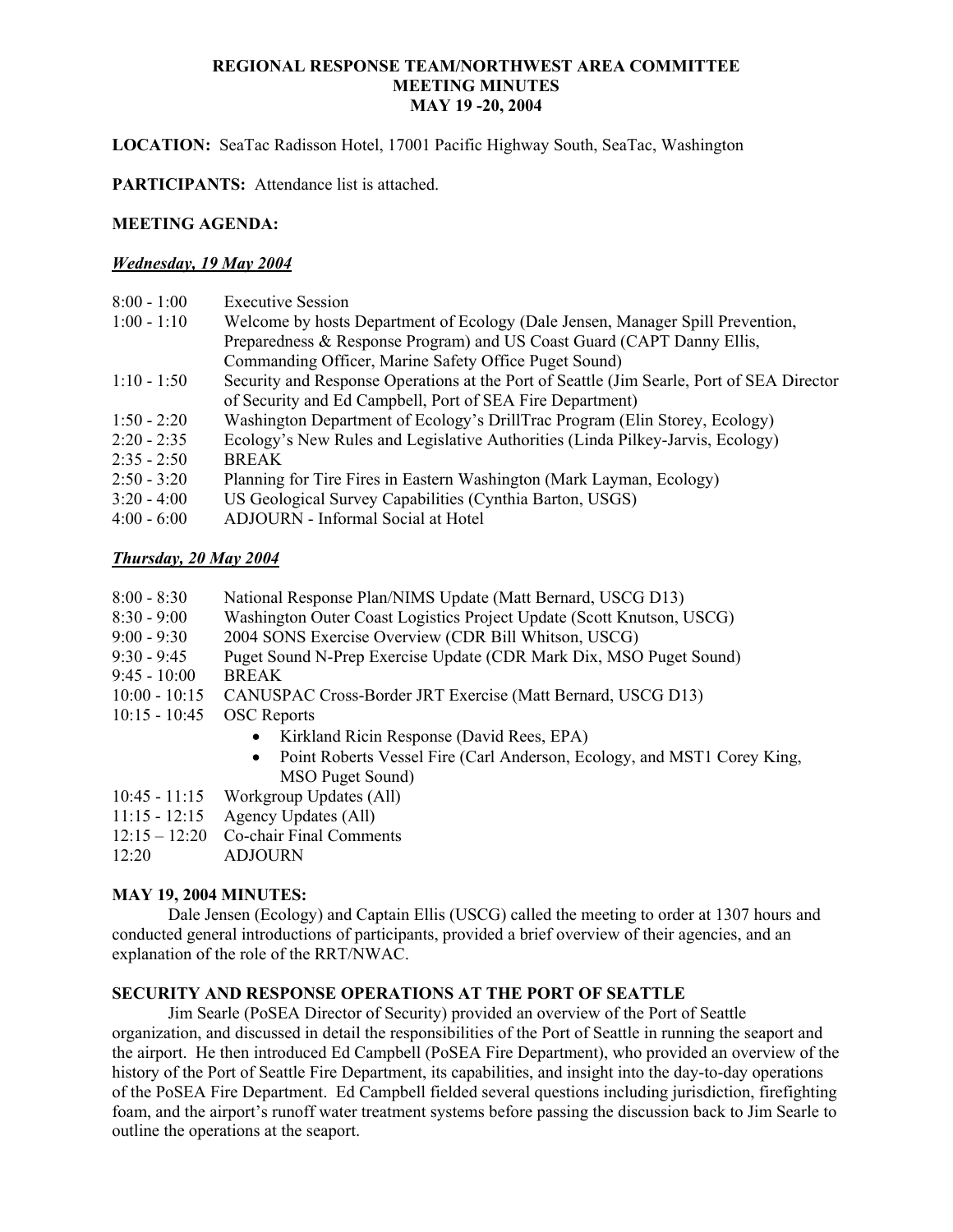# REGIONAL RESPONSE TEAM/NORTHWEST AREA COMMITTEE
# MEETING MINUTES
# MAY 19 -20, 2004

**LOCATION:** SeaTac Radisson Hotel, 17001 Pacific Highway South, SeaTac, Washington

**PARTICIPANTS:** Attendance list is attached.

**MEETING AGENDA:**

***Wednesday, 19 May 2004***

| | |
|---|---|
| 8:00 - 1:00 | Executive Session |
| 1:00 - 1:10 | Welcome by hosts Department of Ecology (Dale Jensen, Manager Spill Prevention, Preparedness & Response Program) and US Coast Guard (CAPT Danny Ellis, Commanding Officer, Marine Safety Office Puget Sound) |
| 1:10 - 1:50 | Security and Response Operations at the Port of Seattle (Jim Searle, Port of SEA Director of Security and Ed Campbell, Port of SEA Fire Department) |
| 1:50 - 2:20 | Washington Department of Ecology's DrillTrac Program (Elin Storey, Ecology) |
| 2:20 - 2:35 | Ecology's New Rules and Legislative Authorities (Linda Pilkey-Jarvis, Ecology) |
| 2:35 - 2:50 | BREAK |
| 2:50 - 3:20 | Planning for Tire Fires in Eastern Washington (Mark Layman, Ecology) |
| 3:20 - 4:00 | US Geological Survey Capabilities (Cynthia Barton, USGS) |
| 4:00 - 6:00 | ADJOURN - Informal Social at Hotel |

***Thursday, 20 May 2004***

| | |
|---|---|
| 8:00 - 8:30 | National Response Plan/NIMS Update (Matt Bernard, USCG D13) |
| 8:30 - 9:00 | Washington Outer Coast Logistics Project Update (Scott Knutson, USCG) |
| 9:00 - 9:30 | 2004 SONS Exercise Overview (CDR Bill Whitson, USCG) |
| 9:30 - 9:45 | Puget Sound N-Prep Exercise Update (CDR Mark Dix, MSO Puget Sound) |
| 9:45 - 10:00 | BREAK |
| 10:00 - 10:15 | CANUSPAC Cross-Border JRT Exercise (Matt Bernard, USCG D13) |
| 10:15 - 10:45 | OSC Reports<br>• Kirkland Ricin Response (David Rees, EPA)<br>• Point Roberts Vessel Fire (Carl Anderson, Ecology, and MST1 Corey King, MSO Puget Sound) |
| 10:45 - 11:15 | Workgroup Updates (All) |
| 11:15 - 12:15 | Agency Updates (All) |
| 12:15 – 12:20 | Co-chair Final Comments |
| 12:20 | ADJOURN |

**MAY 19, 2004 MINUTES:**

Dale Jensen (Ecology) and Captain Ellis (USCG) called the meeting to order at 1307 hours and conducted general introductions of participants, provided a brief overview of their agencies, and an explanation of the role of the RRT/NWAC.

**SECURITY AND RESPONSE OPERATIONS AT THE PORT OF SEATTLE**

Jim Searle (PoSEA Director of Security) provided an overview of the Port of Seattle organization, and discussed in detail the responsibilities of the Port of Seattle in running the seaport and the airport. He then introduced Ed Campbell (PoSEA Fire Department), who provided an overview of the history of the Port of Seattle Fire Department, its capabilities, and insight into the day-to-day operations of the PoSEA Fire Department. Ed Campbell fielded several questions including jurisdiction, firefighting foam, and the airport's runoff water treatment systems before passing the discussion back to Jim Searle to outline the operations at the seaport.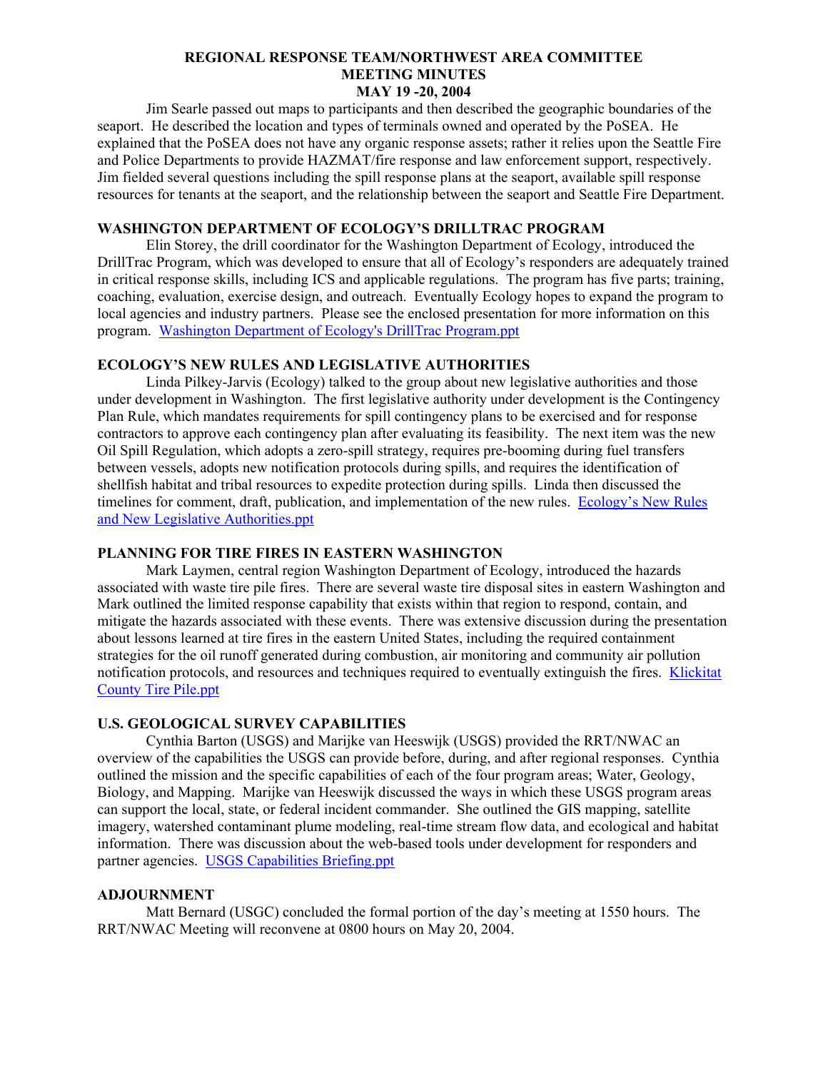Jim Searle passed out maps to participants and then described the geographic boundaries of the seaport. He described the location and types of terminals owned and operated by the PoSEA. He explained that the PoSEA does not have any organic response assets; rather it relies upon the Seattle Fire and Police Departments to provide HAZMAT/fire response and law enforcement support, respectively. Jim fielded several questions including the spill response plans at the seaport, available spill response resources for tenants at the seaport, and the relationship between the seaport and Seattle Fire Department.

## WASHINGTON DEPARTMENT OF ECOLOGY'S DRILLTRAC PROGRAM

Elin Storey, the drill coordinator for the Washington Department of Ecology, introduced the DrillTrac Program, which was developed to ensure that all of Ecology's responders are adequately trained in critical response skills, including ICS and applicable regulations. The program has five parts; training, coaching, evaluation, exercise design, and outreach. Eventually Ecology hopes to expand the program to local agencies and industry partners. Please see the enclosed presentation for more information on this program. Washington Department of Ecology's DrillTrac Program.ppt

## ECOLOGY'S NEW RULES AND LEGISLATIVE AUTHORITIES

Linda Pilkey-Jarvis (Ecology) talked to the group about new legislative authorities and those under development in Washington. The first legislative authority under development is the Contingency Plan Rule, which mandates requirements for spill contingency plans to be exercised and for response contractors to approve each contingency plan after evaluating its feasibility. The next item was the new Oil Spill Regulation, which adopts a zero-spill strategy, requires pre-booming during fuel transfers between vessels, adopts new notification protocols during spills, and requires the identification of shellfish habitat and tribal resources to expedite protection during spills. Linda then discussed the timelines for comment, draft, publication, and implementation of the new rules. Ecology's New Rules and New Legislative Authorities.ppt

## PLANNING FOR TIRE FIRES IN EASTERN WASHINGTON

Mark Laymen, central region Washington Department of Ecology, introduced the hazards associated with waste tire pile fires. There are several waste tire disposal sites in eastern Washington and Mark outlined the limited response capability that exists within that region to respond, contain, and mitigate the hazards associated with these events. There was extensive discussion during the presentation about lessons learned at tire fires in the eastern United States, including the required containment strategies for the oil runoff generated during combustion, air monitoring and community air pollution notification protocols, and resources and techniques required to eventually extinguish the fires. Klickitat County Tire Pile.ppt

## U.S. GEOLOGICAL SURVEY CAPABILITIES

Cynthia Barton (USGS) and Marijke van Heeswijk (USGS) provided the RRT/NWAC an overview of the capabilities the USGS can provide before, during, and after regional responses. Cynthia outlined the mission and the specific capabilities of each of the four program areas; Water, Geology, Biology, and Mapping. Marijke van Heeswijk discussed the ways in which these USGS program areas can support the local, state, or federal incident commander. She outlined the GIS mapping, satellite imagery, watershed contaminant plume modeling, real-time stream flow data, and ecological and habitat information. There was discussion about the web-based tools under development for responders and partner agencies. USGS Capabilities Briefing.ppt

## ADJOURNMENT

Matt Bernard (USGC) concluded the formal portion of the day's meeting at 1550 hours. The RRT/NWAC Meeting will reconvene at 0800 hours on May 20, 2004.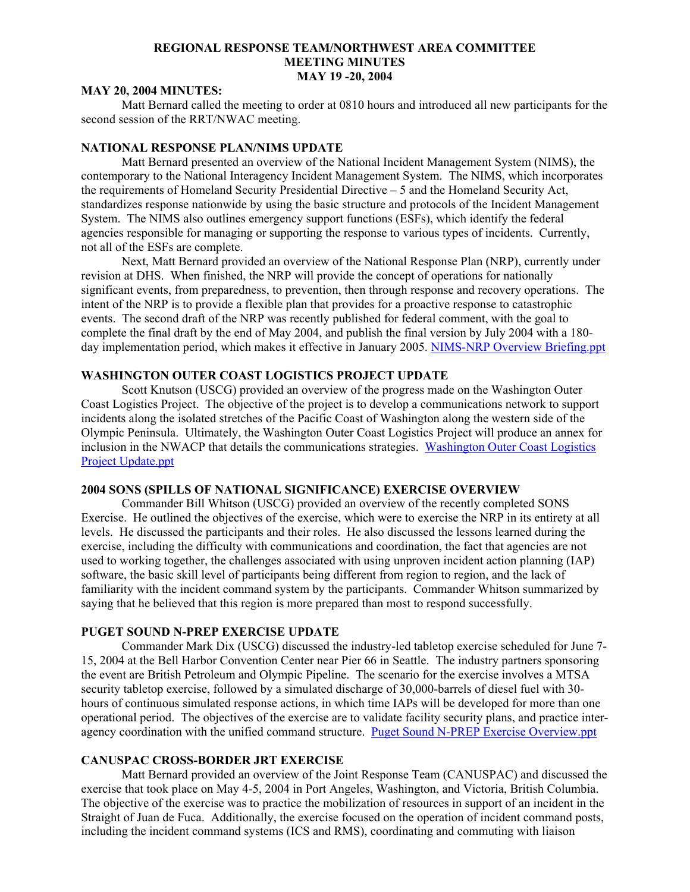# REGIONAL RESPONSE TEAM/NORTHWEST AREA COMMITTEE MEETING MINUTES MAY 19 -20, 2004

## MAY 20, 2004 MINUTES:

Matt Bernard called the meeting to order at 0810 hours and introduced all new participants for the second session of the RRT/NWAC meeting.

## NATIONAL RESPONSE PLAN/NIMS UPDATE

Matt Bernard presented an overview of the National Incident Management System (NIMS), the contemporary to the National Interagency Incident Management System. The NIMS, which incorporates the requirements of Homeland Security Presidential Directive – 5 and the Homeland Security Act, standardizes response nationwide by using the basic structure and protocols of the Incident Management System. The NIMS also outlines emergency support functions (ESFs), which identify the federal agencies responsible for managing or supporting the response to various types of incidents. Currently, not all of the ESFs are complete.

Next, Matt Bernard provided an overview of the National Response Plan (NRP), currently under revision at DHS. When finished, the NRP will provide the concept of operations for nationally significant events, from preparedness, to prevention, then through response and recovery operations. The intent of the NRP is to provide a flexible plan that provides for a proactive response to catastrophic events. The second draft of the NRP was recently published for federal comment, with the goal to complete the final draft by the end of May 2004, and publish the final version by July 2004 with a 180-day implementation period, which makes it effective in January 2005. NIMS-NRP Overview Briefing.ppt

## WASHINGTON OUTER COAST LOGISTICS PROJECT UPDATE

Scott Knutson (USCG) provided an overview of the progress made on the Washington Outer Coast Logistics Project. The objective of the project is to develop a communications network to support incidents along the isolated stretches of the Pacific Coast of Washington along the western side of the Olympic Peninsula. Ultimately, the Washington Outer Coast Logistics Project will produce an annex for inclusion in the NWACP that details the communications strategies. Washington Outer Coast Logistics Project Update.ppt

## 2004 SONS (SPILLS OF NATIONAL SIGNIFICANCE) EXERCISE OVERVIEW

Commander Bill Whitson (USCG) provided an overview of the recently completed SONS Exercise. He outlined the objectives of the exercise, which were to exercise the NRP in its entirety at all levels. He discussed the participants and their roles. He also discussed the lessons learned during the exercise, including the difficulty with communications and coordination, the fact that agencies are not used to working together, the challenges associated with using unproven incident action planning (IAP) software, the basic skill level of participants being different from region to region, and the lack of familiarity with the incident command system by the participants. Commander Whitson summarized by saying that he believed that this region is more prepared than most to respond successfully.

## PUGET SOUND N-PREP EXERCISE UPDATE

Commander Mark Dix (USCG) discussed the industry-led tabletop exercise scheduled for June 7-15, 2004 at the Bell Harbor Convention Center near Pier 66 in Seattle. The industry partners sponsoring the event are British Petroleum and Olympic Pipeline. The scenario for the exercise involves a MTSA security tabletop exercise, followed by a simulated discharge of 30,000-barrels of diesel fuel with 30-hours of continuous simulated response actions, in which time IAPs will be developed for more than one operational period. The objectives of the exercise are to validate facility security plans, and practice inter-agency coordination with the unified command structure. Puget Sound N-PREP Exercise Overview.ppt

## CANUSPAC CROSS-BORDER JRT EXERCISE

Matt Bernard provided an overview of the Joint Response Team (CANUSPAC) and discussed the exercise that took place on May 4-5, 2004 in Port Angeles, Washington, and Victoria, British Columbia. The objective of the exercise was to practice the mobilization of resources in support of an incident in the Straight of Juan de Fuca. Additionally, the exercise focused on the operation of incident command posts, including the incident command systems (ICS and RMS), coordinating and commuting with liaison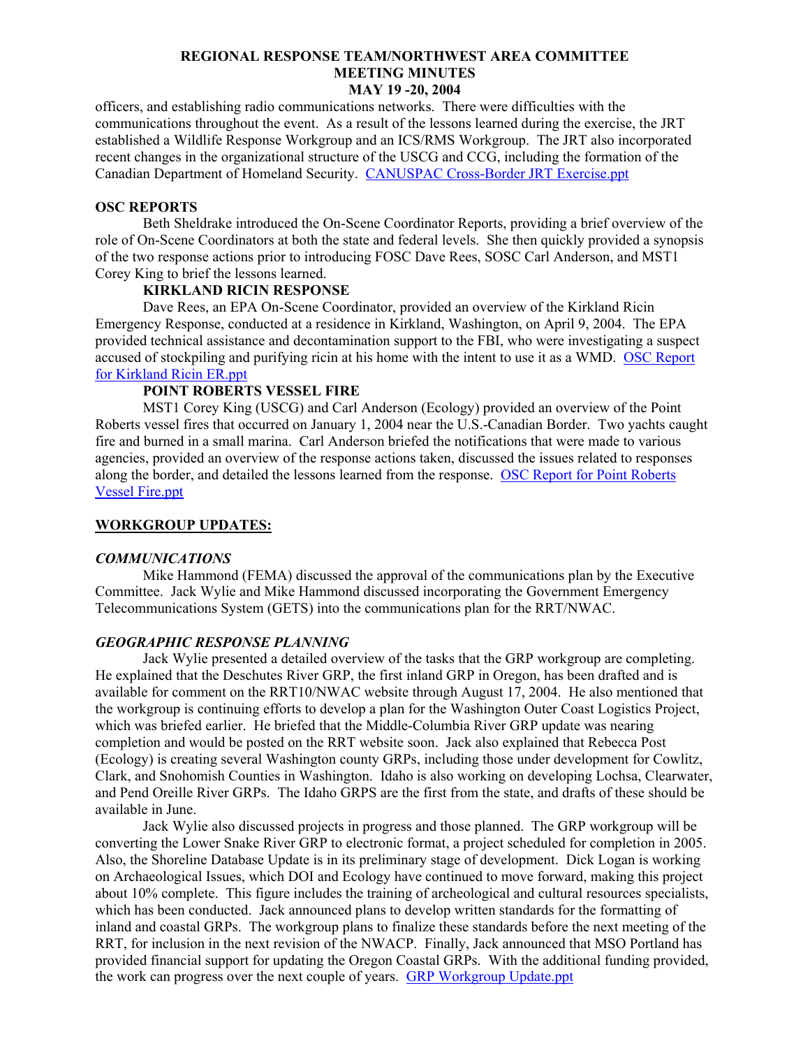officers, and establishing radio communications networks. There were difficulties with the communications throughout the event. As a result of the lessons learned during the exercise, the JRT established a Wildlife Response Workgroup and an ICS/RMS Workgroup. The JRT also incorporated recent changes in the organizational structure of the USCG and CCG, including the formation of the Canadian Department of Homeland Security. [CANUSPAC Cross-Border JRT Exercise.ppt]

**OSC REPORTS**

Beth Sheldrake introduced the On-Scene Coordinator Reports, providing a brief overview of the role of On-Scene Coordinators at both the state and federal levels. She then quickly provided a synopsis of the two response actions prior to introducing FOSC Dave Rees, SOSC Carl Anderson, and MST1 Corey King to brief the lessons learned.

**KIRKLAND RICIN RESPONSE**

Dave Rees, an EPA On-Scene Coordinator, provided an overview of the Kirkland Ricin Emergency Response, conducted at a residence in Kirkland, Washington, on April 9, 2004. The EPA provided technical assistance and decontamination support to the FBI, who were investigating a suspect accused of stockpiling and purifying ricin at his home with the intent to use it as a WMD. [OSC Report for Kirkland Ricin ER.ppt]

**POINT ROBERTS VESSEL FIRE**

MST1 Corey King (USCG) and Carl Anderson (Ecology) provided an overview of the Point Roberts vessel fires that occurred on January 1, 2004 near the U.S.-Canadian Border. Two yachts caught fire and burned in a small marina. Carl Anderson briefed the notifications that were made to various agencies, provided an overview of the response actions taken, discussed the issues related to responses along the border, and detailed the lessons learned from the response. [OSC Report for Point Roberts Vessel Fire.ppt]

**WORKGROUP UPDATES:**

***COMMUNICATIONS***

Mike Hammond (FEMA) discussed the approval of the communications plan by the Executive Committee. Jack Wylie and Mike Hammond discussed incorporating the Government Emergency Telecommunications System (GETS) into the communications plan for the RRT/NWAC.

***GEOGRAPHIC RESPONSE PLANNING***

Jack Wylie presented a detailed overview of the tasks that the GRP workgroup are completing. He explained that the Deschutes River GRP, the first inland GRP in Oregon, has been drafted and is available for comment on the RRT10/NWAC website through August 17, 2004. He also mentioned that the workgroup is continuing efforts to develop a plan for the Washington Outer Coast Logistics Project, which was briefed earlier. He briefed that the Middle-Columbia River GRP update was nearing completion and would be posted on the RRT website soon. Jack also explained that Rebecca Post (Ecology) is creating several Washington county GRPs, including those under development for Cowlitz, Clark, and Snohomish Counties in Washington. Idaho is also working on developing Lochsa, Clearwater, and Pend Oreille River GRPs. The Idaho GRPS are the first from the state, and drafts of these should be available in June.

Jack Wylie also discussed projects in progress and those planned. The GRP workgroup will be converting the Lower Snake River GRP to electronic format, a project scheduled for completion in 2005. Also, the Shoreline Database Update is in its preliminary stage of development. Dick Logan is working on Archaeological Issues, which DOI and Ecology have continued to move forward, making this project about 10% complete. This figure includes the training of archeological and cultural resources specialists, which has been conducted. Jack announced plans to develop written standards for the formatting of inland and coastal GRPs. The workgroup plans to finalize these standards before the next meeting of the RRT, for inclusion in the next revision of the NWACP. Finally, Jack announced that MSO Portland has provided financial support for updating the Oregon Coastal GRPs. With the additional funding provided, the work can progress over the next couple of years. [GRP Workgroup Update.ppt]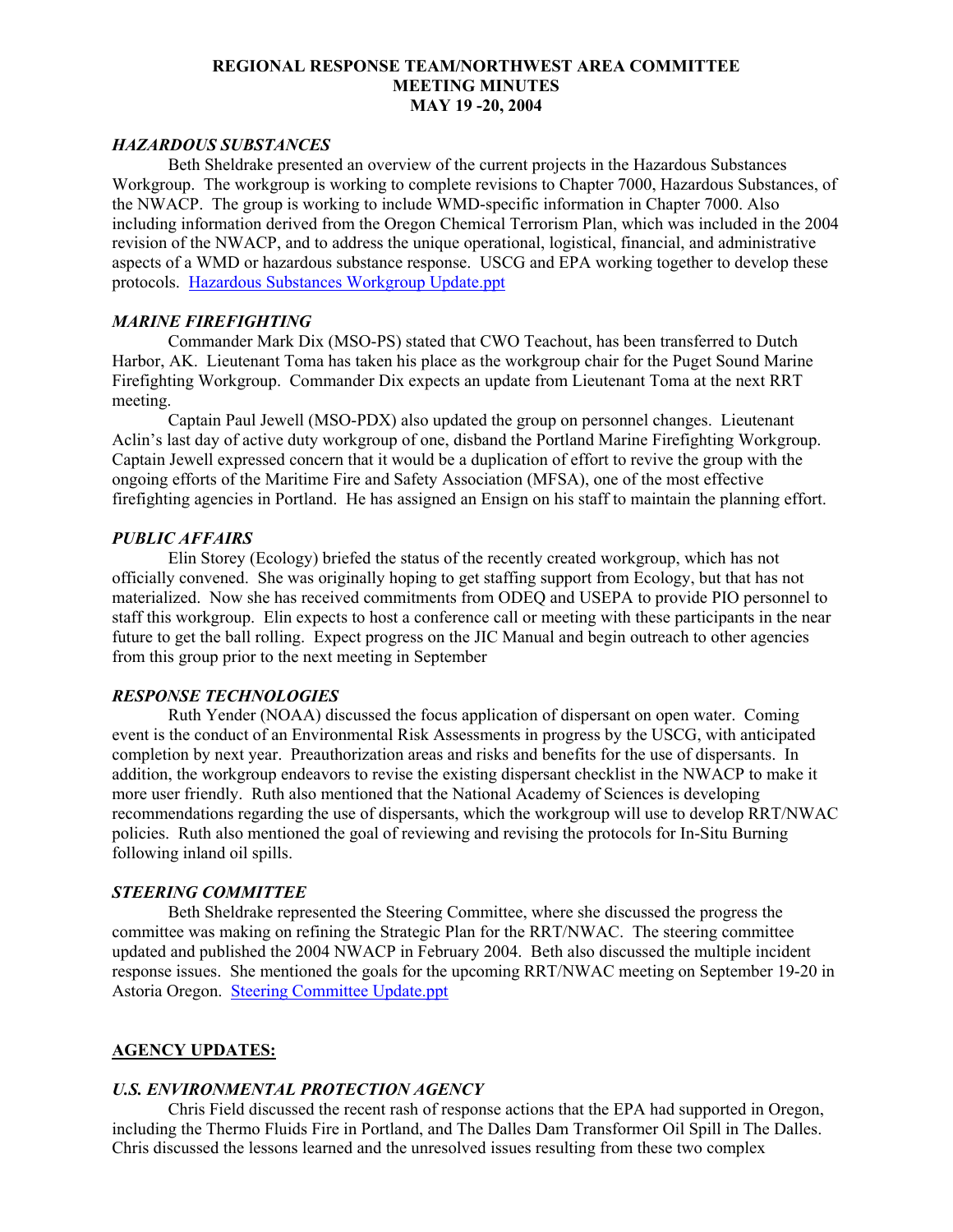**REGIONAL RESPONSE TEAM/NORTHWEST AREA COMMITTEE**
**MEETING MINUTES**
**MAY 19 -20, 2004**

### *HAZARDOUS SUBSTANCES*

Beth Sheldrake presented an overview of the current projects in the Hazardous Substances Workgroup. The workgroup is working to complete revisions to Chapter 7000, Hazardous Substances, of the NWACP. The group is working to include WMD-specific information in Chapter 7000. Also including information derived from the Oregon Chemical Terrorism Plan, which was included in the 2004 revision of the NWACP, and to address the unique operational, logistical, financial, and administrative aspects of a WMD or hazardous substance response. USCG and EPA working together to develop these protocols. Hazardous Substances Workgroup Update.ppt

### *MARINE FIREFIGHTING*

Commander Mark Dix (MSO-PS) stated that CWO Teachout, has been transferred to Dutch Harbor, AK. Lieutenant Toma has taken his place as the workgroup chair for the Puget Sound Marine Firefighting Workgroup. Commander Dix expects an update from Lieutenant Toma at the next RRT meeting.

Captain Paul Jewell (MSO-PDX) also updated the group on personnel changes. Lieutenant Aclin's last day of active duty workgroup of one, disband the Portland Marine Firefighting Workgroup. Captain Jewell expressed concern that it would be a duplication of effort to revive the group with the ongoing efforts of the Maritime Fire and Safety Association (MFSA), one of the most effective firefighting agencies in Portland. He has assigned an Ensign on his staff to maintain the planning effort.

### *PUBLIC AFFAIRS*

Elin Storey (Ecology) briefed the status of the recently created workgroup, which has not officially convened. She was originally hoping to get staffing support from Ecology, but that has not materialized. Now she has received commitments from ODEQ and USEPA to provide PIO personnel to staff this workgroup. Elin expects to host a conference call or meeting with these participants in the near future to get the ball rolling. Expect progress on the JIC Manual and begin outreach to other agencies from this group prior to the next meeting in September

### *RESPONSE TECHNOLOGIES*

Ruth Yender (NOAA) discussed the focus application of dispersant on open water. Coming event is the conduct of an Environmental Risk Assessments in progress by the USCG, with anticipated completion by next year. Preauthorization areas and risks and benefits for the use of dispersants. In addition, the workgroup endeavors to revise the existing dispersant checklist in the NWACP to make it more user friendly. Ruth also mentioned that the National Academy of Sciences is developing recommendations regarding the use of dispersants, which the workgroup will use to develop RRT/NWAC policies. Ruth also mentioned the goal of reviewing and revising the protocols for In-Situ Burning following inland oil spills.

### *STEERING COMMITTEE*

Beth Sheldrake represented the Steering Committee, where she discussed the progress the committee was making on refining the Strategic Plan for the RRT/NWAC. The steering committee updated and published the 2004 NWACP in February 2004. Beth also discussed the multiple incident response issues. She mentioned the goals for the upcoming RRT/NWAC meeting on September 19-20 in Astoria Oregon. Steering Committee Update.ppt

## AGENCY UPDATES:

### *U.S. ENVIRONMENTAL PROTECTION AGENCY*

Chris Field discussed the recent rash of response actions that the EPA had supported in Oregon, including the Thermo Fluids Fire in Portland, and The Dalles Dam Transformer Oil Spill in The Dalles. Chris discussed the lessons learned and the unresolved issues resulting from these two complex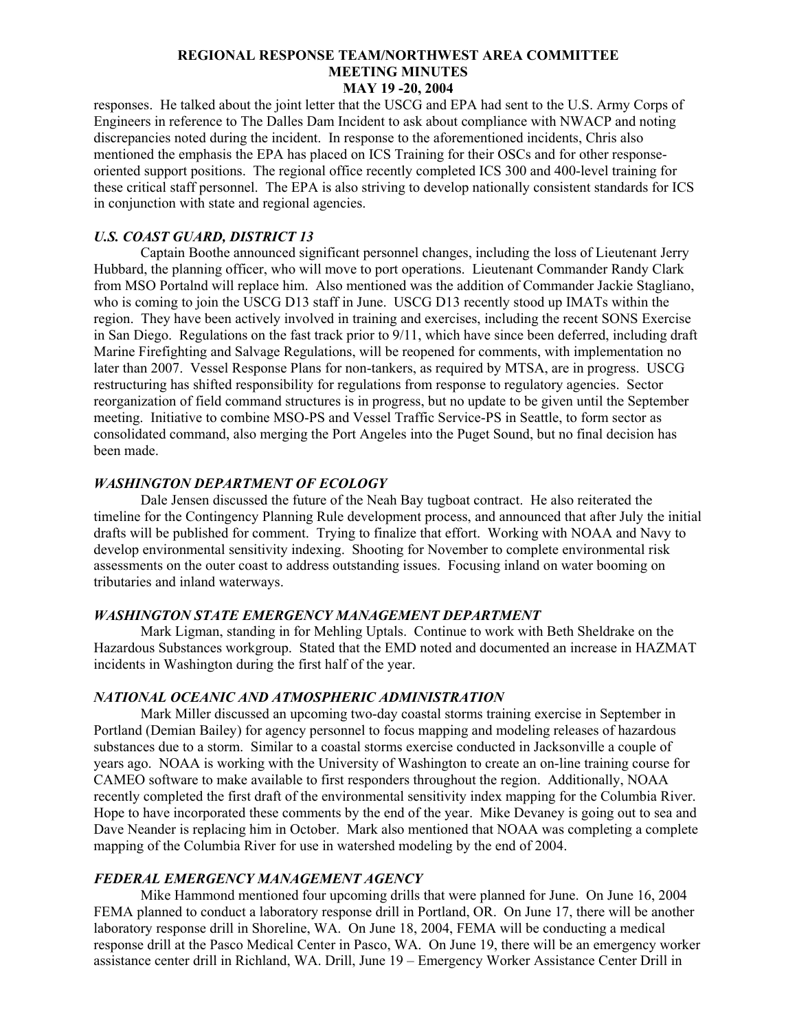responses. He talked about the joint letter that the USCG and EPA had sent to the U.S. Army Corps of Engineers in reference to The Dalles Dam Incident to ask about compliance with NWACP and noting discrepancies noted during the incident. In response to the aforementioned incidents, Chris also mentioned the emphasis the EPA has placed on ICS Training for their OSCs and for other response-oriented support positions. The regional office recently completed ICS 300 and 400-level training for these critical staff personnel. The EPA is also striving to develop nationally consistent standards for ICS in conjunction with state and regional agencies.

### *U.S. COAST GUARD, DISTRICT 13*

Captain Boothe announced significant personnel changes, including the loss of Lieutenant Jerry Hubbard, the planning officer, who will move to port operations. Lieutenant Commander Randy Clark from MSO Portalnd will replace him. Also mentioned was the addition of Commander Jackie Stagliano, who is coming to join the USCG D13 staff in June. USCG D13 recently stood up IMATs within the region. They have been actively involved in training and exercises, including the recent SONS Exercise in San Diego. Regulations on the fast track prior to 9/11, which have since been deferred, including draft Marine Firefighting and Salvage Regulations, will be reopened for comments, with implementation no later than 2007. Vessel Response Plans for non-tankers, as required by MTSA, are in progress. USCG restructuring has shifted responsibility for regulations from response to regulatory agencies. Sector reorganization of field command structures is in progress, but no update to be given until the September meeting. Initiative to combine MSO-PS and Vessel Traffic Service-PS in Seattle, to form sector as consolidated command, also merging the Port Angeles into the Puget Sound, but no final decision has been made.

### *WASHINGTON DEPARTMENT OF ECOLOGY*

Dale Jensen discussed the future of the Neah Bay tugboat contract. He also reiterated the timeline for the Contingency Planning Rule development process, and announced that after July the initial drafts will be published for comment. Trying to finalize that effort. Working with NOAA and Navy to develop environmental sensitivity indexing. Shooting for November to complete environmental risk assessments on the outer coast to address outstanding issues. Focusing inland on water booming on tributaries and inland waterways.

### *WASHINGTON STATE EMERGENCY MANAGEMENT DEPARTMENT*

Mark Ligman, standing in for Mehling Uptals. Continue to work with Beth Sheldrake on the Hazardous Substances workgroup. Stated that the EMD noted and documented an increase in HAZMAT incidents in Washington during the first half of the year.

### *NATIONAL OCEANIC AND ATMOSPHERIC ADMINISTRATION*

Mark Miller discussed an upcoming two-day coastal storms training exercise in September in Portland (Demian Bailey) for agency personnel to focus mapping and modeling releases of hazardous substances due to a storm. Similar to a coastal storms exercise conducted in Jacksonville a couple of years ago. NOAA is working with the University of Washington to create an on-line training course for CAMEO software to make available to first responders throughout the region. Additionally, NOAA recently completed the first draft of the environmental sensitivity index mapping for the Columbia River. Hope to have incorporated these comments by the end of the year. Mike Devaney is going out to sea and Dave Neander is replacing him in October. Mark also mentioned that NOAA was completing a complete mapping of the Columbia River for use in watershed modeling by the end of 2004.

### *FEDERAL EMERGENCY MANAGEMENT AGENCY*

Mike Hammond mentioned four upcoming drills that were planned for June. On June 16, 2004 FEMA planned to conduct a laboratory response drill in Portland, OR. On June 17, there will be another laboratory response drill in Shoreline, WA. On June 18, 2004, FEMA will be conducting a medical response drill at the Pasco Medical Center in Pasco, WA. On June 19, there will be an emergency worker assistance center drill in Richland, WA. Drill, June 19 – Emergency Worker Assistance Center Drill in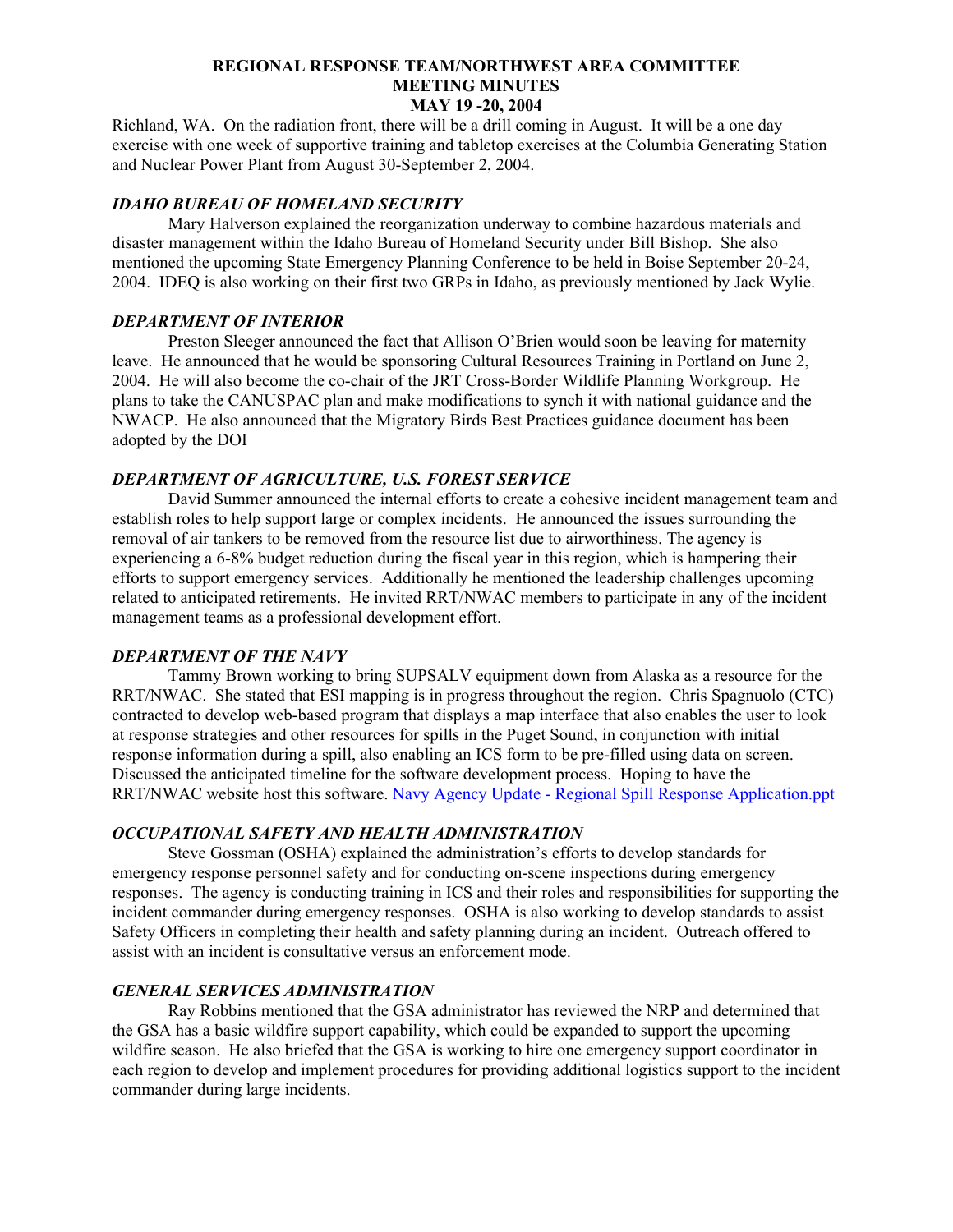Richland, WA. On the radiation front, there will be a drill coming in August. It will be a one day exercise with one week of supportive training and tabletop exercises at the Columbia Generating Station and Nuclear Power Plant from August 30-September 2, 2004.

### *IDAHO BUREAU OF HOMELAND SECURITY*

Mary Halverson explained the reorganization underway to combine hazardous materials and disaster management within the Idaho Bureau of Homeland Security under Bill Bishop. She also mentioned the upcoming State Emergency Planning Conference to be held in Boise September 20-24, 2004. IDEQ is also working on their first two GRPs in Idaho, as previously mentioned by Jack Wylie.

### *DEPARTMENT OF INTERIOR*

Preston Sleeger announced the fact that Allison O'Brien would soon be leaving for maternity leave. He announced that he would be sponsoring Cultural Resources Training in Portland on June 2, 2004. He will also become the co-chair of the JRT Cross-Border Wildlife Planning Workgroup. He plans to take the CANUSPAC plan and make modifications to synch it with national guidance and the NWACP. He also announced that the Migratory Birds Best Practices guidance document has been adopted by the DOI

### *DEPARTMENT OF AGRICULTURE, U.S. FOREST SERVICE*

David Summer announced the internal efforts to create a cohesive incident management team and establish roles to help support large or complex incidents. He announced the issues surrounding the removal of air tankers to be removed from the resource list due to airworthiness. The agency is experiencing a 6-8% budget reduction during the fiscal year in this region, which is hampering their efforts to support emergency services. Additionally he mentioned the leadership challenges upcoming related to anticipated retirements. He invited RRT/NWAC members to participate in any of the incident management teams as a professional development effort.

### *DEPARTMENT OF THE NAVY*

Tammy Brown working to bring SUPSALV equipment down from Alaska as a resource for the RRT/NWAC. She stated that ESI mapping is in progress throughout the region. Chris Spagnuolo (CTC) contracted to develop web-based program that displays a map interface that also enables the user to look at response strategies and other resources for spills in the Puget Sound, in conjunction with initial response information during a spill, also enabling an ICS form to be pre-filled using data on screen. Discussed the anticipated timeline for the software development process. Hoping to have the RRT/NWAC website host this software. Navy Agency Update - Regional Spill Response Application.ppt

### *OCCUPATIONAL SAFETY AND HEALTH ADMINISTRATION*

Steve Gossman (OSHA) explained the administration's efforts to develop standards for emergency response personnel safety and for conducting on-scene inspections during emergency responses. The agency is conducting training in ICS and their roles and responsibilities for supporting the incident commander during emergency responses. OSHA is also working to develop standards to assist Safety Officers in completing their health and safety planning during an incident. Outreach offered to assist with an incident is consultative versus an enforcement mode.

### *GENERAL SERVICES ADMINISTRATION*

Ray Robbins mentioned that the GSA administrator has reviewed the NRP and determined that the GSA has a basic wildfire support capability, which could be expanded to support the upcoming wildfire season. He also briefed that the GSA is working to hire one emergency support coordinator in each region to develop and implement procedures for providing additional logistics support to the incident commander during large incidents.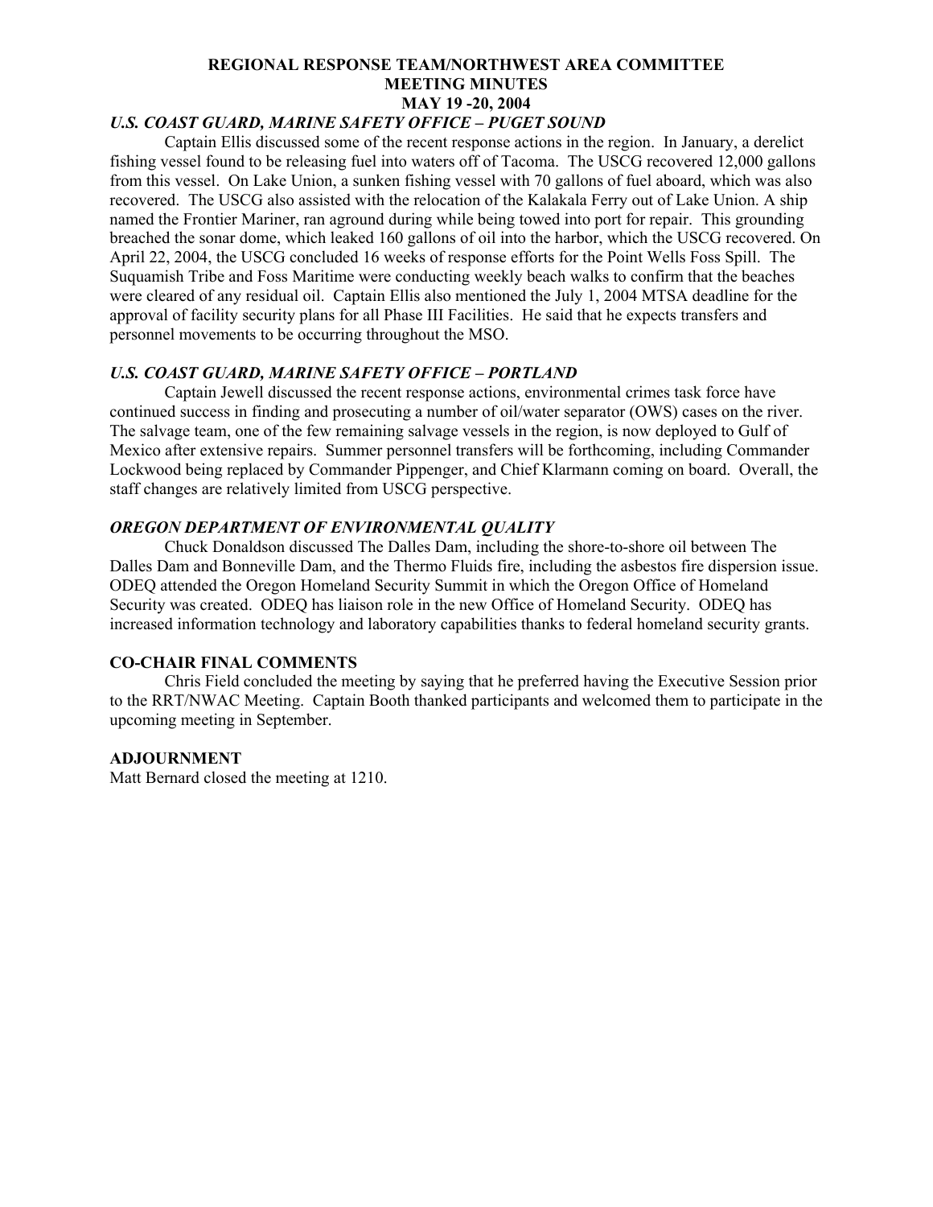**REGIONAL RESPONSE TEAM/NORTHWEST AREA COMMITTEE**
**MEETING MINUTES**
**MAY 19 -20, 2004**

### *U.S. COAST GUARD, MARINE SAFETY OFFICE – PUGET SOUND*

Captain Ellis discussed some of the recent response actions in the region. In January, a derelict fishing vessel found to be releasing fuel into waters off of Tacoma. The USCG recovered 12,000 gallons from this vessel. On Lake Union, a sunken fishing vessel with 70 gallons of fuel aboard, which was also recovered. The USCG also assisted with the relocation of the Kalakala Ferry out of Lake Union. A ship named the Frontier Mariner, ran aground during while being towed into port for repair. This grounding breached the sonar dome, which leaked 160 gallons of oil into the harbor, which the USCG recovered. On April 22, 2004, the USCG concluded 16 weeks of response efforts for the Point Wells Foss Spill. The Suquamish Tribe and Foss Maritime were conducting weekly beach walks to confirm that the beaches were cleared of any residual oil. Captain Ellis also mentioned the July 1, 2004 MTSA deadline for the approval of facility security plans for all Phase III Facilities. He said that he expects transfers and personnel movements to be occurring throughout the MSO.

### *U.S. COAST GUARD, MARINE SAFETY OFFICE – PORTLAND*

Captain Jewell discussed the recent response actions, environmental crimes task force have continued success in finding and prosecuting a number of oil/water separator (OWS) cases on the river. The salvage team, one of the few remaining salvage vessels in the region, is now deployed to Gulf of Mexico after extensive repairs. Summer personnel transfers will be forthcoming, including Commander Lockwood being replaced by Commander Pippenger, and Chief Klarmann coming on board. Overall, the staff changes are relatively limited from USCG perspective.

### *OREGON DEPARTMENT OF ENVIRONMENTAL QUALITY*

Chuck Donaldson discussed The Dalles Dam, including the shore-to-shore oil between The Dalles Dam and Bonneville Dam, and the Thermo Fluids fire, including the asbestos fire dispersion issue. ODEQ attended the Oregon Homeland Security Summit in which the Oregon Office of Homeland Security was created. ODEQ has liaison role in the new Office of Homeland Security. ODEQ has increased information technology and laboratory capabilities thanks to federal homeland security grants.

### CO-CHAIR FINAL COMMENTS

Chris Field concluded the meeting by saying that he preferred having the Executive Session prior to the RRT/NWAC Meeting. Captain Booth thanked participants and welcomed them to participate in the upcoming meeting in September.

### ADJOURNMENT

Matt Bernard closed the meeting at 1210.